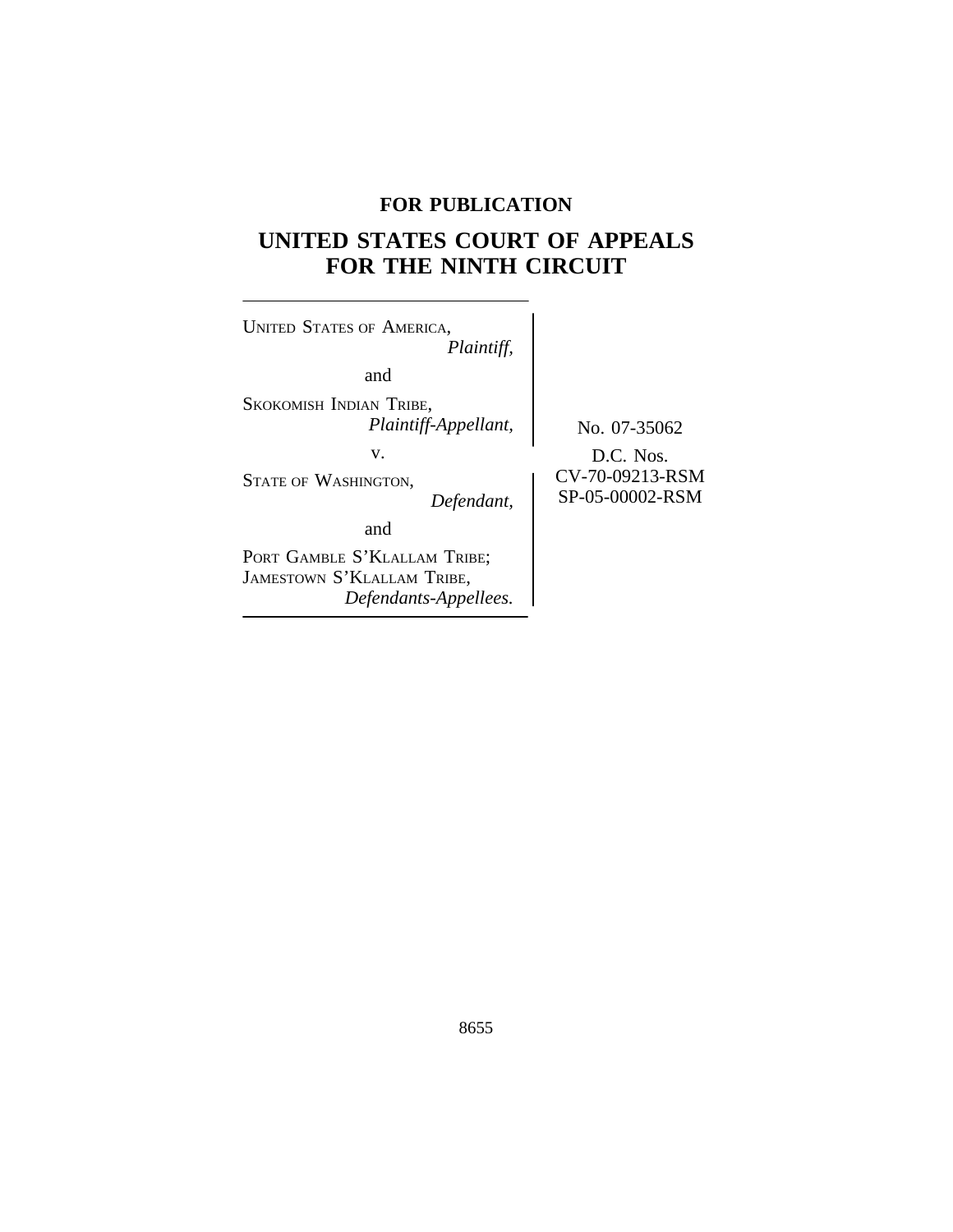**FOR PUBLICATION**

# UNITED STATES COURT OF APPEALS FOR THE NINTH CIRCUIT

UNITED STATES OF AMERICA,
*Plaintiff,*

and

SKOKOMISH INDIAN TRIBE,
*Plaintiff-Appellant,*

v.

STATE OF WASHINGTON,
*Defendant,*

and

PORT GAMBLE S'KLALLAM TRIBE; JAMESTOWN S'KLALLAM TRIBE,
*Defendants-Appellees.*

No. 07-35062

D.C. Nos.
CV-70-09213-RSM
SP-05-00002-RSM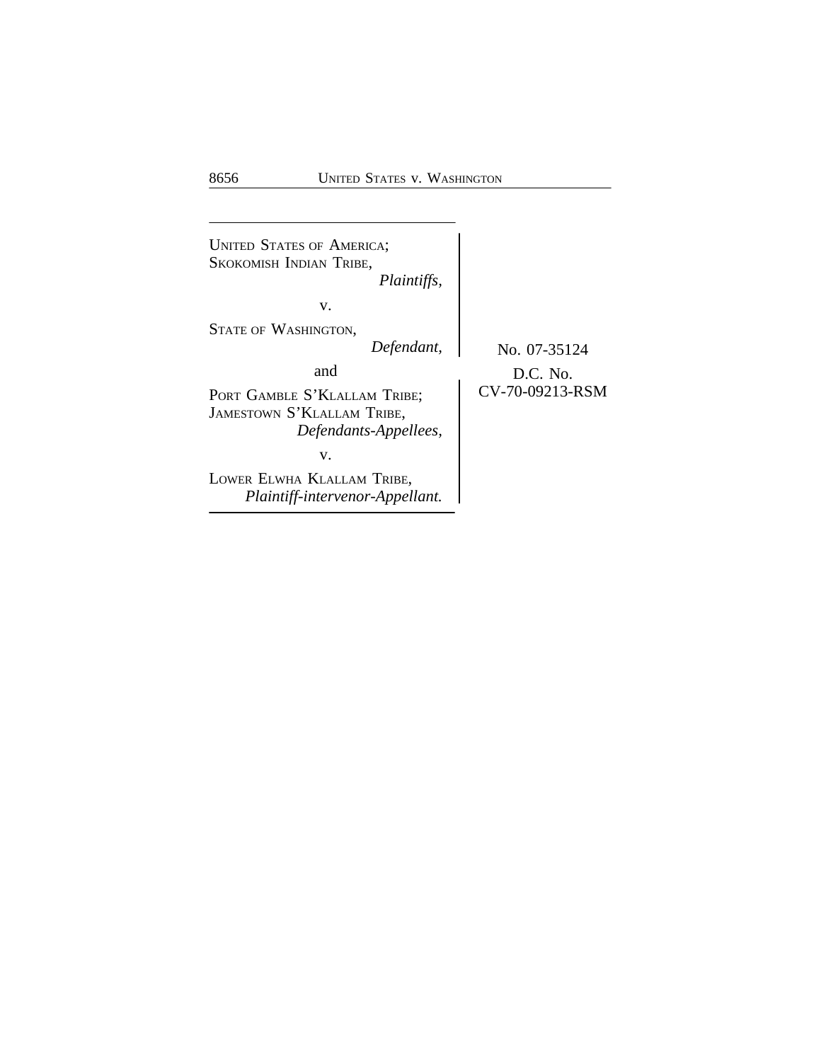UNITED STATES OF AMERICA;
SKOKOMISH INDIAN TRIBE,
*Plaintiffs,*

v.

STATE OF WASHINGTON,
*Defendant,*

and

PORT GAMBLE S'KLALLAM TRIBE;
JAMESTOWN S'KLALLAM TRIBE,
*Defendants-Appellees,*

v.

LOWER ELWHA KLALLAM TRIBE,
*Plaintiff-intervenor-Appellant.*

No. 07-35124

D.C. No.
CV-70-09213-RSM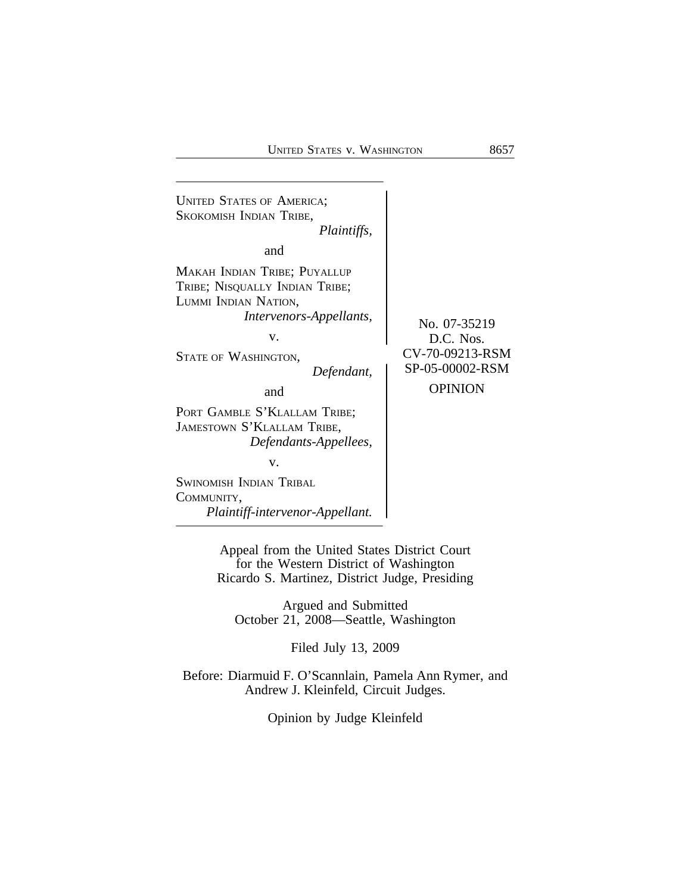UNITED STATES OF AMERICA; SKOKOMISH INDIAN TRIBE,
*Plaintiffs,*

and

MAKAH INDIAN TRIBE; PUYALLUP TRIBE; NISQUALLY INDIAN TRIBE; LUMMI INDIAN NATION,
*Intervenors-Appellants,*

v.

STATE OF WASHINGTON,
*Defendant,*

and

PORT GAMBLE S'KLALLAM TRIBE; JAMESTOWN S'KLALLAM TRIBE,
*Defendants-Appellees,*

v.

SWINOMISH INDIAN TRIBAL COMMUNITY,
*Plaintiff-intervenor-Appellant.*

No. 07-35219
D.C. Nos.
CV-70-09213-RSM
SP-05-00002-RSM

OPINION

Appeal from the United States District Court
for the Western District of Washington
Ricardo S. Martinez, District Judge, Presiding

Argued and Submitted
October 21, 2008—Seattle, Washington

Filed July 13, 2009

Before: Diarmuid F. O'Scannlain, Pamela Ann Rymer, and Andrew J. Kleinfeld, Circuit Judges.

Opinion by Judge Kleinfeld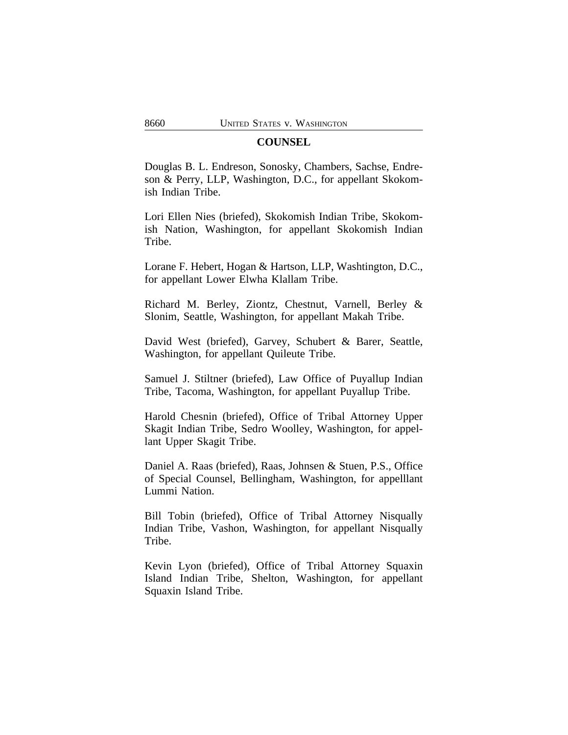## COUNSEL

Douglas B. L. Endreson, Sonosky, Chambers, Sachse, Endreson & Perry, LLP, Washington, D.C., for appellant Skokomish Indian Tribe.

Lori Ellen Nies (briefed), Skokomish Indian Tribe, Skokomish Nation, Washington, for appellant Skokomish Indian Tribe.

Lorane F. Hebert, Hogan & Hartson, LLP, Washtington, D.C., for appellant Lower Elwha Klallam Tribe.

Richard M. Berley, Ziontz, Chestnut, Varnell, Berley & Slonim, Seattle, Washington, for appellant Makah Tribe.

David West (briefed), Garvey, Schubert & Barer, Seattle, Washington, for appellant Quileute Tribe.

Samuel J. Stiltner (briefed), Law Office of Puyallup Indian Tribe, Tacoma, Washington, for appellant Puyallup Tribe.

Harold Chesnin (briefed), Office of Tribal Attorney Upper Skagit Indian Tribe, Sedro Woolley, Washington, for appellant Upper Skagit Tribe.

Daniel A. Raas (briefed), Raas, Johnsen & Stuen, P.S., Office of Special Counsel, Bellingham, Washington, for appelllant Lummi Nation.

Bill Tobin (briefed), Office of Tribal Attorney Nisqually Indian Tribe, Vashon, Washington, for appellant Nisqually Tribe.

Kevin Lyon (briefed), Office of Tribal Attorney Squaxin Island Indian Tribe, Shelton, Washington, for appellant Squaxin Island Tribe.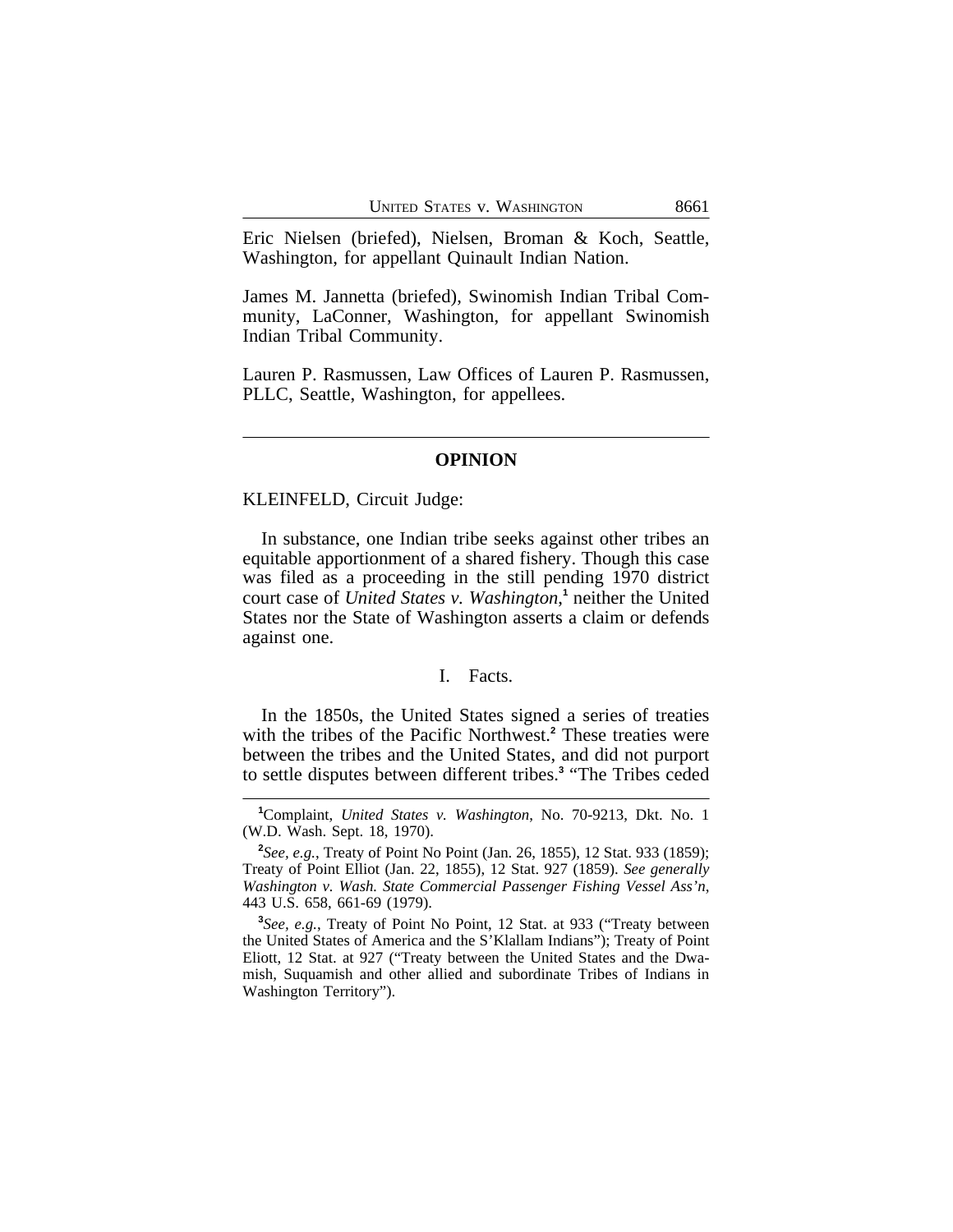Eric Nielsen (briefed), Nielsen, Broman & Koch, Seattle, Washington, for appellant Quinault Indian Nation.

James M. Jannetta (briefed), Swinomish Indian Tribal Community, LaConner, Washington, for appellant Swinomish Indian Tribal Community.

Lauren P. Rasmussen, Law Offices of Lauren P. Rasmussen, PLLC, Seattle, Washington, for appellees.

---

## OPINION

KLEINFELD, Circuit Judge:

In substance, one Indian tribe seeks against other tribes an equitable apportionment of a shared fishery. Though this case was filed as a proceeding in the still pending 1970 district court case of *United States v. Washington*,[1] neither the United States nor the State of Washington asserts a claim or defends against one.

### I. Facts.

In the 1850s, the United States signed a series of treaties with the tribes of the Pacific Northwest.[2] These treaties were between the tribes and the United States, and did not purport to settle disputes between different tribes.[3] "The Tribes ceded

---

[1] Complaint, *United States v. Washington*, No. 70-9213, Dkt. No. 1 (W.D. Wash. Sept. 18, 1970).

[2] *See, e.g.*, Treaty of Point No Point (Jan. 26, 1855), 12 Stat. 933 (1859); Treaty of Point Elliot (Jan. 22, 1855), 12 Stat. 927 (1859). *See generally Washington v. Wash. State Commercial Passenger Fishing Vessel Ass'n*, 443 U.S. 658, 661-69 (1979).

[3] *See, e.g.*, Treaty of Point No Point, 12 Stat. at 933 ("Treaty between the United States of America and the S'Klallam Indians"); Treaty of Point Eliott, 12 Stat. at 927 ("Treaty between the United States and the Dwamish, Suquamish and other allied and subordinate Tribes of Indians in Washington Territory").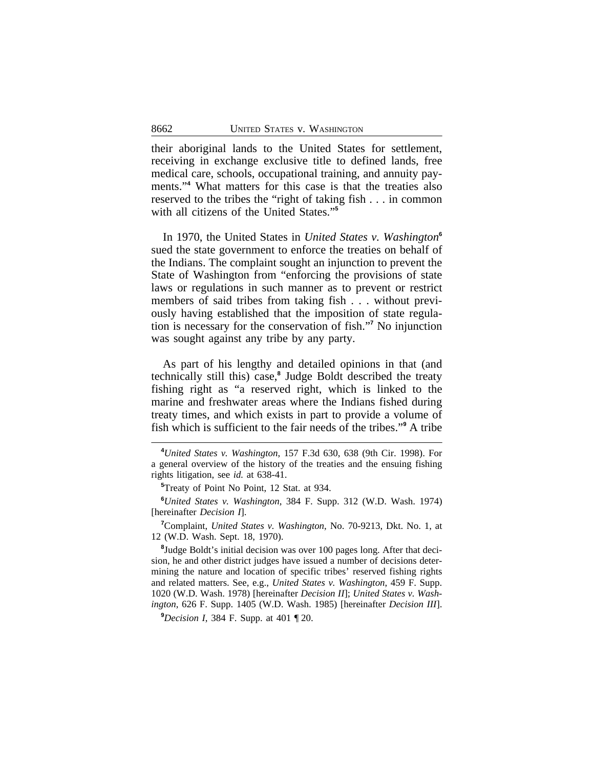their aboriginal lands to the United States for settlement, receiving in exchange exclusive title to defined lands, free medical care, schools, occupational training, and annuity payments."[4] What matters for this case is that the treaties also reserved to the tribes the "right of taking fish . . . in common with all citizens of the United States."[5]

In 1970, the United States in *United States v. Washington*[6] sued the state government to enforce the treaties on behalf of the Indians. The complaint sought an injunction to prevent the State of Washington from "enforcing the provisions of state laws or regulations in such manner as to prevent or restrict members of said tribes from taking fish . . . without previously having established that the imposition of state regulation is necessary for the conservation of fish."[7] No injunction was sought against any tribe by any party.

As part of his lengthy and detailed opinions in that (and technically still this) case,[8] Judge Boldt described the treaty fishing right as "a reserved right, which is linked to the marine and freshwater areas where the Indians fished during treaty times, and which exists in part to provide a volume of fish which is sufficient to the fair needs of the tribes."[9] A tribe

---

[4]*United States v. Washington*, 157 F.3d 630, 638 (9th Cir. 1998). For a general overview of the history of the treaties and the ensuing fishing rights litigation, see *id.* at 638-41.

[5]Treaty of Point No Point, 12 Stat. at 934.

[6]*United States v. Washington*, 384 F. Supp. 312 (W.D. Wash. 1974) [hereinafter *Decision I*].

[7]Complaint, *United States v. Washington*, No. 70-9213, Dkt. No. 1, at 12 (W.D. Wash. Sept. 18, 1970).

[8]Judge Boldt's initial decision was over 100 pages long. After that decision, he and other district judges have issued a number of decisions determining the nature and location of specific tribes' reserved fishing rights and related matters. See, e.g., *United States v. Washington*, 459 F. Supp. 1020 (W.D. Wash. 1978) [hereinafter *Decision II*]; *United States v. Washington*, 626 F. Supp. 1405 (W.D. Wash. 1985) [hereinafter *Decision III*].

[9]*Decision I*, 384 F. Supp. at 401 ¶ 20.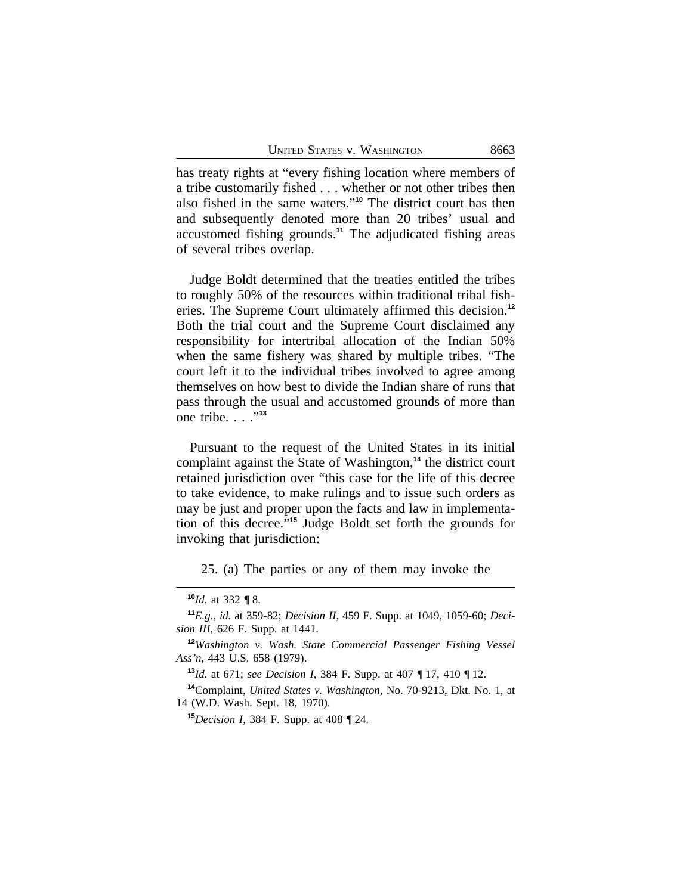has treaty rights at "every fishing location where members of a tribe customarily fished . . . whether or not other tribes then also fished in the same waters."[10] The district court has then and subsequently denoted more than 20 tribes' usual and accustomed fishing grounds.[11] The adjudicated fishing areas of several tribes overlap.

Judge Boldt determined that the treaties entitled the tribes to roughly 50% of the resources within traditional tribal fisheries. The Supreme Court ultimately affirmed this decision.[12] Both the trial court and the Supreme Court disclaimed any responsibility for intertribal allocation of the Indian 50% when the same fishery was shared by multiple tribes. "The court left it to the individual tribes involved to agree among themselves on how best to divide the Indian share of runs that pass through the usual and accustomed grounds of more than one tribe. . . ."[13]

Pursuant to the request of the United States in its initial complaint against the State of Washington,[14] the district court retained jurisdiction over "this case for the life of this decree to take evidence, to make rulings and to issue such orders as may be just and proper upon the facts and law in implementation of this decree."[15] Judge Boldt set forth the grounds for invoking that jurisdiction:

25. (a) The parties or any of them may invoke the

---

[10] *Id.* at 332 ¶ 8.

[11] *E.g.*, *id.* at 359-82; *Decision II*, 459 F. Supp. at 1049, 1059-60; *Decision III*, 626 F. Supp. at 1441.

[12] *Washington v. Wash. State Commercial Passenger Fishing Vessel Ass'n*, 443 U.S. 658 (1979).

[13] *Id.* at 671; *see Decision I*, 384 F. Supp. at 407 ¶ 17, 410 ¶ 12.

[14] Complaint, *United States v. Washington*, No. 70-9213, Dkt. No. 1, at 14 (W.D. Wash. Sept. 18, 1970).

[15] *Decision I*, 384 F. Supp. at 408 ¶ 24.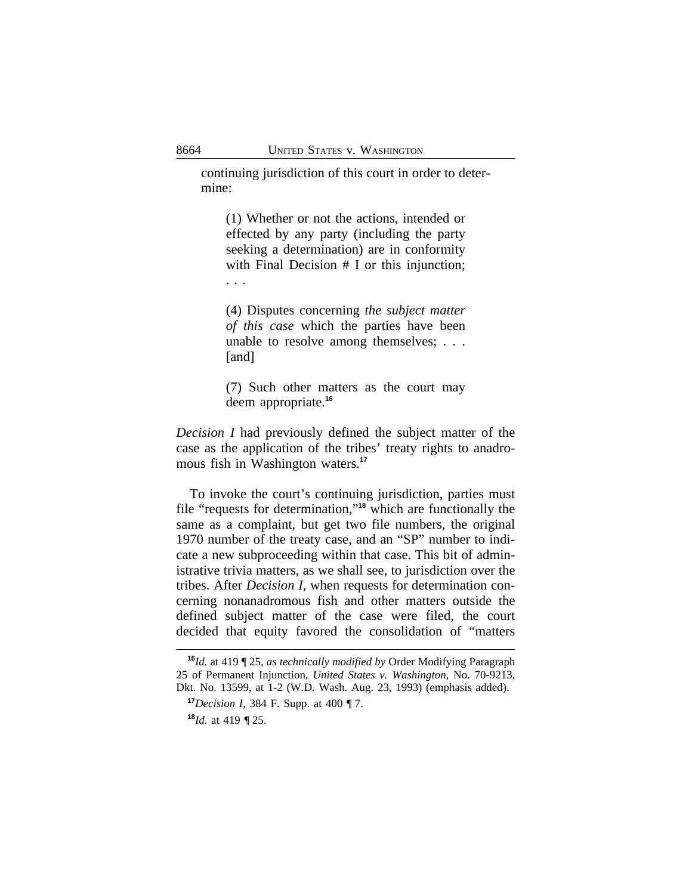> continuing jurisdiction of this court in order to determine:
>
> > (1) Whether or not the actions, intended or effected by any party (including the party seeking a determination) are in conformity with Final Decision # I or this injunction; . . .
> >
> > (4) Disputes concerning *the subject matter of this case* which the parties have been unable to resolve among themselves; . . . [and]
> >
> > (7) Such other matters as the court may deem appropriate.[16]

*Decision I* had previously defined the subject matter of the case as the application of the tribes' treaty rights to anadromous fish in Washington waters.[17]

To invoke the court's continuing jurisdiction, parties must file "requests for determination,"[18] which are functionally the same as a complaint, but get two file numbers, the original 1970 number of the treaty case, and an "SP" number to indicate a new subproceeding within that case. This bit of administrative trivia matters, as we shall see, to jurisdiction over the tribes. After *Decision I*, when requests for determination concerning nonanadromous fish and other matters outside the defined subject matter of the case were filed, the court decided that equity favored the consolidation of "matters

---

[16] *Id.* at 419 ¶ 25, *as technically modified by* Order Modifying Paragraph 25 of Permanent Injunction, *United States v. Washington*, No. 70-9213, Dkt. No. 13599, at 1-2 (W.D. Wash. Aug. 23, 1993) (emphasis added).

[17] *Decision I*, 384 F. Supp. at 400 ¶ 7.

[18] *Id.* at 419 ¶ 25.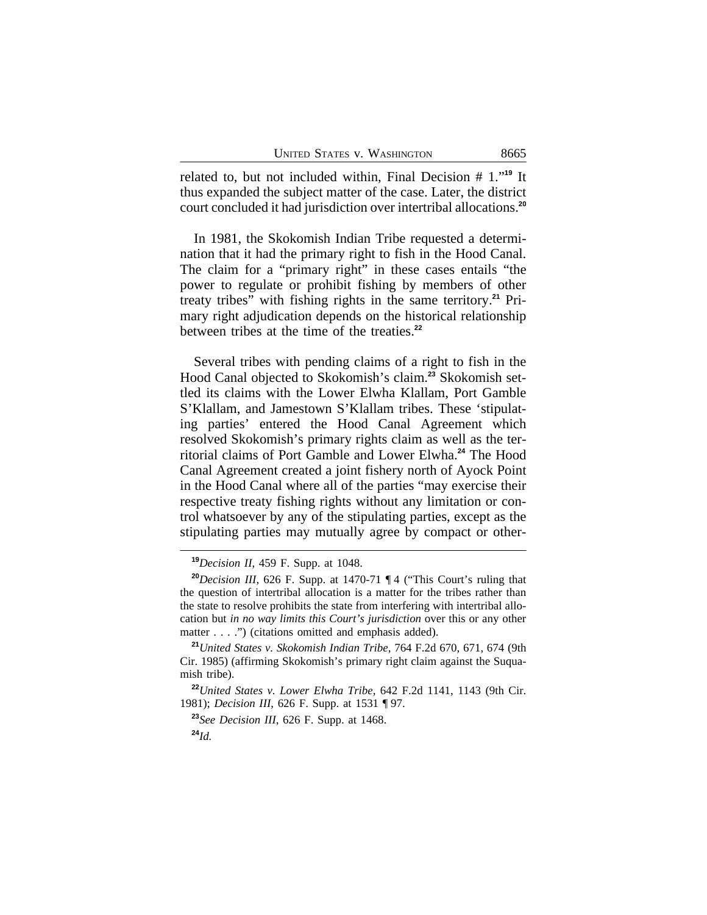related to, but not included within, Final Decision # 1."[19] It thus expanded the subject matter of the case. Later, the district court concluded it had jurisdiction over intertribal allocations.[20]

In 1981, the Skokomish Indian Tribe requested a determination that it had the primary right to fish in the Hood Canal. The claim for a "primary right" in these cases entails "the power to regulate or prohibit fishing by members of other treaty tribes" with fishing rights in the same territory.[21] Primary right adjudication depends on the historical relationship between tribes at the time of the treaties.[22]

Several tribes with pending claims of a right to fish in the Hood Canal objected to Skokomish's claim.[23] Skokomish settled its claims with the Lower Elwha Klallam, Port Gamble S'Klallam, and Jamestown S'Klallam tribes. These 'stipulating parties' entered the Hood Canal Agreement which resolved Skokomish's primary rights claim as well as the territorial claims of Port Gamble and Lower Elwha.[24] The Hood Canal Agreement created a joint fishery north of Ayock Point in the Hood Canal where all of the parties "may exercise their respective treaty fishing rights without any limitation or control whatsoever by any of the stipulating parties, except as the stipulating parties may mutually agree by compact or other-

---

[19] *Decision II*, 459 F. Supp. at 1048.

[20] *Decision III*, 626 F. Supp. at 1470-71 ¶ 4 ("This Court's ruling that the question of intertribal allocation is a matter for the tribes rather than the state to resolve prohibits the state from interfering with intertribal allocation but *in no way limits this Court's jurisdiction* over this or any other matter . . . .") (citations omitted and emphasis added).

[21] *United States v. Skokomish Indian Tribe*, 764 F.2d 670, 671, 674 (9th Cir. 1985) (affirming Skokomish's primary right claim against the Suquamish tribe).

[22] *United States v. Lower Elwha Tribe*, 642 F.2d 1141, 1143 (9th Cir. 1981); *Decision III*, 626 F. Supp. at 1531 ¶ 97.

[23] *See Decision III*, 626 F. Supp. at 1468.

[24] *Id.*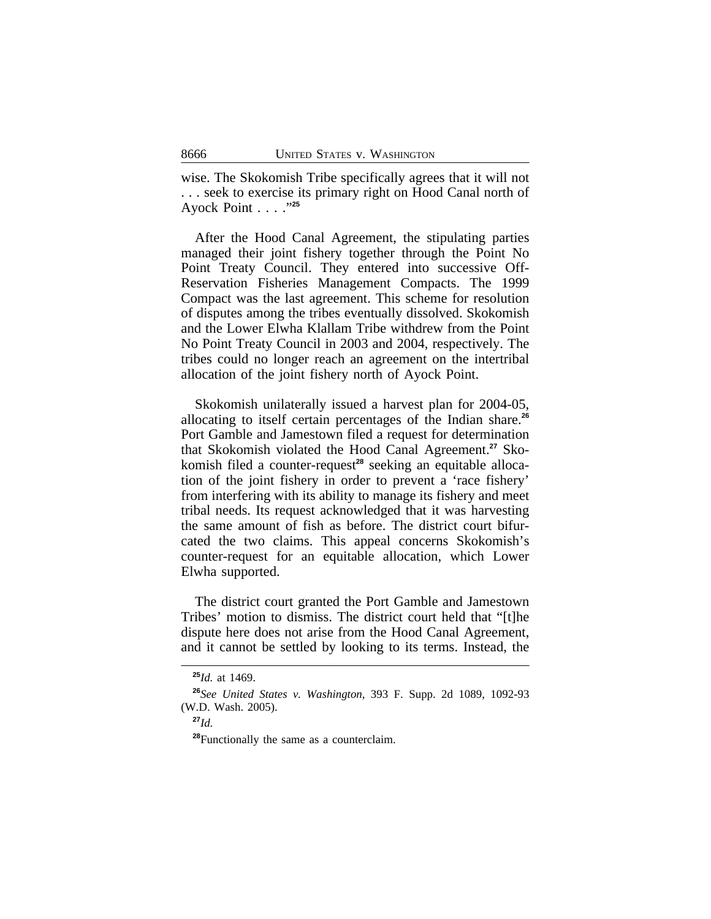wise. The Skokomish Tribe specifically agrees that it will not . . . seek to exercise its primary right on Hood Canal north of Ayock Point . . . ."[25]

After the Hood Canal Agreement, the stipulating parties managed their joint fishery together through the Point No Point Treaty Council. They entered into successive Off-Reservation Fisheries Management Compacts. The 1999 Compact was the last agreement. This scheme for resolution of disputes among the tribes eventually dissolved. Skokomish and the Lower Elwha Klallam Tribe withdrew from the Point No Point Treaty Council in 2003 and 2004, respectively. The tribes could no longer reach an agreement on the intertribal allocation of the joint fishery north of Ayock Point.

Skokomish unilaterally issued a harvest plan for 2004-05, allocating to itself certain percentages of the Indian share.[26] Port Gamble and Jamestown filed a request for determination that Skokomish violated the Hood Canal Agreement.[27] Skokomish filed a counter-request[28] seeking an equitable allocation of the joint fishery in order to prevent a 'race fishery' from interfering with its ability to manage its fishery and meet tribal needs. Its request acknowledged that it was harvesting the same amount of fish as before. The district court bifurcated the two claims. This appeal concerns Skokomish's counter-request for an equitable allocation, which Lower Elwha supported.

The district court granted the Port Gamble and Jamestown Tribes' motion to dismiss. The district court held that "[t]he dispute here does not arise from the Hood Canal Agreement, and it cannot be settled by looking to its terms. Instead, the

---

[25] *Id.* at 1469.

[26] *See United States v. Washington*, 393 F. Supp. 2d 1089, 1092-93 (W.D. Wash. 2005).

[27] *Id.*

[28] Functionally the same as a counterclaim.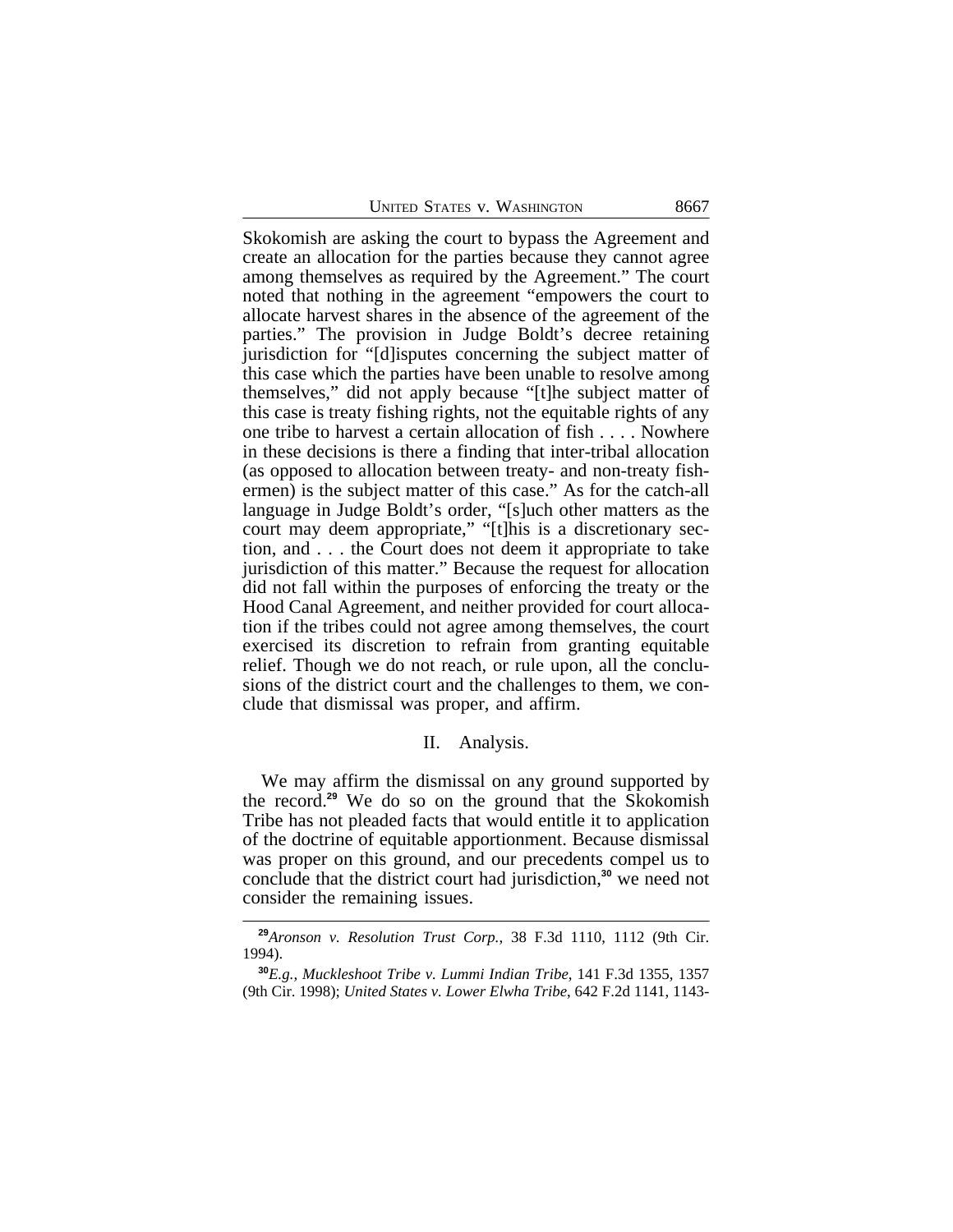Skokomish are asking the court to bypass the Agreement and create an allocation for the parties because they cannot agree among themselves as required by the Agreement." The court noted that nothing in the agreement "empowers the court to allocate harvest shares in the absence of the agreement of the parties." The provision in Judge Boldt's decree retaining jurisdiction for "[d]isputes concerning the subject matter of this case which the parties have been unable to resolve among themselves," did not apply because "[t]he subject matter of this case is treaty fishing rights, not the equitable rights of any one tribe to harvest a certain allocation of fish . . . . Nowhere in these decisions is there a finding that inter-tribal allocation (as opposed to allocation between treaty- and non-treaty fishermen) is the subject matter of this case." As for the catch-all language in Judge Boldt's order, "[s]uch other matters as the court may deem appropriate," "[t]his is a discretionary section, and . . . the Court does not deem it appropriate to take jurisdiction of this matter." Because the request for allocation did not fall within the purposes of enforcing the treaty or the Hood Canal Agreement, and neither provided for court allocation if the tribes could not agree among themselves, the court exercised its discretion to refrain from granting equitable relief. Though we do not reach, or rule upon, all the conclusions of the district court and the challenges to them, we conclude that dismissal was proper, and affirm.

## II. Analysis.

We may affirm the dismissal on any ground supported by the record.[29] We do so on the ground that the Skokomish Tribe has not pleaded facts that would entitle it to application of the doctrine of equitable apportionment. Because dismissal was proper on this ground, and our precedents compel us to conclude that the district court had jurisdiction,[30] we need not consider the remaining issues.

---

[29] *Aronson v. Resolution Trust Corp.*, 38 F.3d 1110, 1112 (9th Cir. 1994).

[30] *E.g., Muckleshoot Tribe v. Lummi Indian Tribe*, 141 F.3d 1355, 1357 (9th Cir. 1998); *United States v. Lower Elwha Tribe*, 642 F.2d 1141, 1143-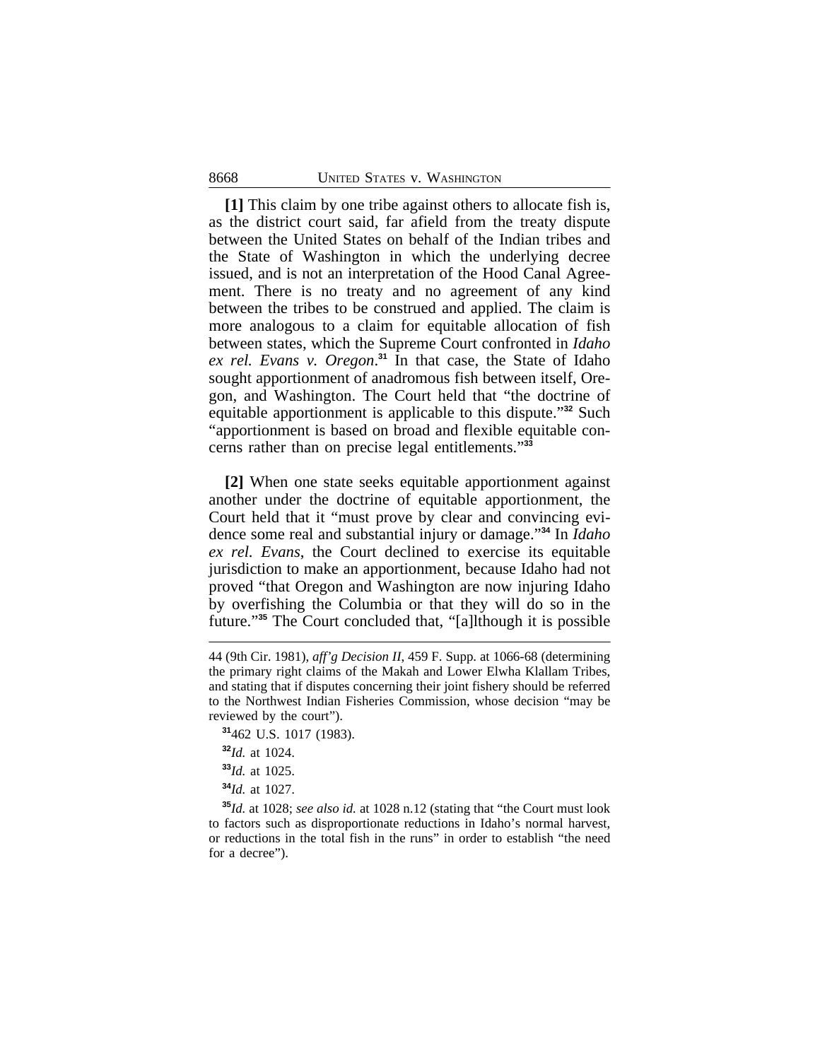**[1]** This claim by one tribe against others to allocate fish is, as the district court said, far afield from the treaty dispute between the United States on behalf of the Indian tribes and the State of Washington in which the underlying decree issued, and is not an interpretation of the Hood Canal Agreement. There is no treaty and no agreement of any kind between the tribes to be construed and applied. The claim is more analogous to a claim for equitable allocation of fish between states, which the Supreme Court confronted in *Idaho ex rel. Evans v. Oregon*.[31] In that case, the State of Idaho sought apportionment of anadromous fish between itself, Oregon, and Washington. The Court held that "the doctrine of equitable apportionment is applicable to this dispute."[32] Such "apportionment is based on broad and flexible equitable concerns rather than on precise legal entitlements."[33]

**[2]** When one state seeks equitable apportionment against another under the doctrine of equitable apportionment, the Court held that it "must prove by clear and convincing evidence some real and substantial injury or damage."[34] In *Idaho ex rel. Evans*, the Court declined to exercise its equitable jurisdiction to make an apportionment, because Idaho had not proved "that Oregon and Washington are now injuring Idaho by overfishing the Columbia or that they will do so in the future."[35] The Court concluded that, "[a]lthough it is possible

---

44 (9th Cir. 1981), *aff'g Decision II*, 459 F. Supp. at 1066-68 (determining the primary right claims of the Makah and Lower Elwha Klallam Tribes, and stating that if disputes concerning their joint fishery should be referred to the Northwest Indian Fisheries Commission, whose decision "may be reviewed by the court").

[31] 462 U.S. 1017 (1983).

[32] *Id.* at 1024.

[33] *Id.* at 1025.

[34] *Id.* at 1027.

[35] *Id.* at 1028; *see also id.* at 1028 n.12 (stating that "the Court must look to factors such as disproportionate reductions in Idaho's normal harvest, or reductions in the total fish in the runs" in order to establish "the need for a decree").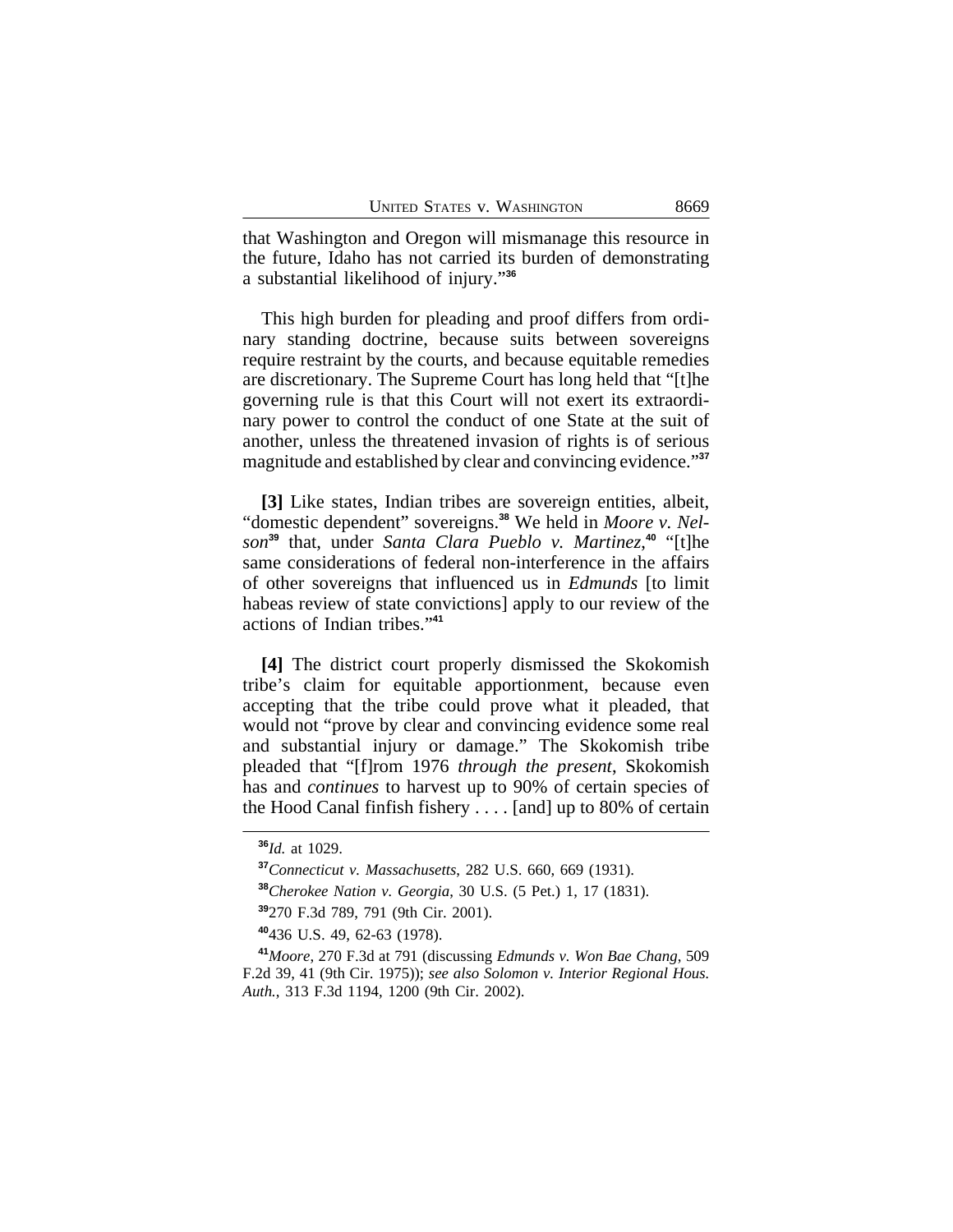that Washington and Oregon will mismanage this resource in the future, Idaho has not carried its burden of demonstrating a substantial likelihood of injury."[36]

This high burden for pleading and proof differs from ordinary standing doctrine, because suits between sovereigns require restraint by the courts, and because equitable remedies are discretionary. The Supreme Court has long held that "[t]he governing rule is that this Court will not exert its extraordinary power to control the conduct of one State at the suit of another, unless the threatened invasion of rights is of serious magnitude and established by clear and convincing evidence."[37]

**[3]** Like states, Indian tribes are sovereign entities, albeit, "domestic dependent" sovereigns.[38] We held in *Moore v. Nelson*[39] that, under *Santa Clara Pueblo v. Martinez*,[40] "[t]he same considerations of federal non-interference in the affairs of other sovereigns that influenced us in *Edmunds* [to limit habeas review of state convictions] apply to our review of the actions of Indian tribes."[41]

**[4]** The district court properly dismissed the Skokomish tribe's claim for equitable apportionment, because even accepting that the tribe could prove what it pleaded, that would not "prove by clear and convincing evidence some real and substantial injury or damage." The Skokomish tribe pleaded that "[f]rom 1976 *through the present*, Skokomish has and *continues* to harvest up to 90% of certain species of the Hood Canal finfish fishery . . . . [and] up to 80% of certain

---

[36] *Id.* at 1029.

[37] *Connecticut v. Massachusetts*, 282 U.S. 660, 669 (1931).

[38] *Cherokee Nation v. Georgia*, 30 U.S. (5 Pet.) 1, 17 (1831).

[39] 270 F.3d 789, 791 (9th Cir. 2001).

[40] 436 U.S. 49, 62-63 (1978).

[41] *Moore*, 270 F.3d at 791 (discussing *Edmunds v. Won Bae Chang*, 509 F.2d 39, 41 (9th Cir. 1975)); *see also Solomon v. Interior Regional Hous. Auth.*, 313 F.3d 1194, 1200 (9th Cir. 2002).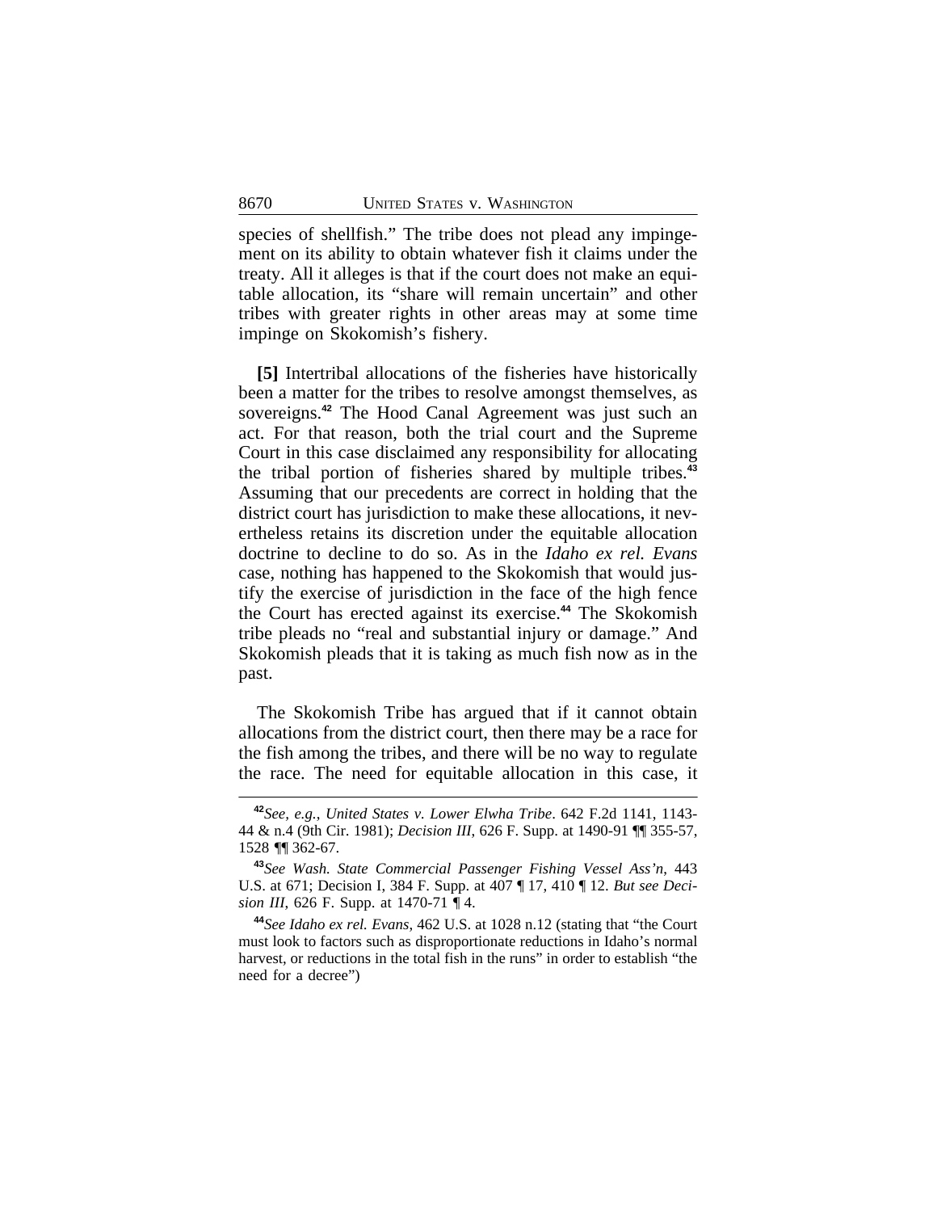species of shellfish." The tribe does not plead any impingement on its ability to obtain whatever fish it claims under the treaty. All it alleges is that if the court does not make an equitable allocation, its "share will remain uncertain" and other tribes with greater rights in other areas may at some time impinge on Skokomish's fishery.

**[5]** Intertribal allocations of the fisheries have historically been a matter for the tribes to resolve amongst themselves, as sovereigns.[42] The Hood Canal Agreement was just such an act. For that reason, both the trial court and the Supreme Court in this case disclaimed any responsibility for allocating the tribal portion of fisheries shared by multiple tribes.[43] Assuming that our precedents are correct in holding that the district court has jurisdiction to make these allocations, it nevertheless retains its discretion under the equitable allocation doctrine to decline to do so. As in the *Idaho ex rel. Evans* case, nothing has happened to the Skokomish that would justify the exercise of jurisdiction in the face of the high fence the Court has erected against its exercise.[44] The Skokomish tribe pleads no "real and substantial injury or damage." And Skokomish pleads that it is taking as much fish now as in the past.

The Skokomish Tribe has argued that if it cannot obtain allocations from the district court, then there may be a race for the fish among the tribes, and there will be no way to regulate the race. The need for equitable allocation in this case, it

---

[42] *See, e.g.*, *United States v. Lower Elwha Tribe*. 642 F.2d 1141, 1143-44 & n.4 (9th Cir. 1981); *Decision III*, 626 F. Supp. at 1490-91 ¶¶ 355-57, 1528 ¶¶ 362-67.

[43] *See Wash. State Commercial Passenger Fishing Vessel Ass'n*, 443 U.S. at 671; Decision I, 384 F. Supp. at 407 ¶ 17, 410 ¶ 12. *But see Decision III*, 626 F. Supp. at 1470-71 ¶ 4.

[44] *See Idaho ex rel. Evans*, 462 U.S. at 1028 n.12 (stating that "the Court must look to factors such as disproportionate reductions in Idaho's normal harvest, or reductions in the total fish in the runs" in order to establish "the need for a decree")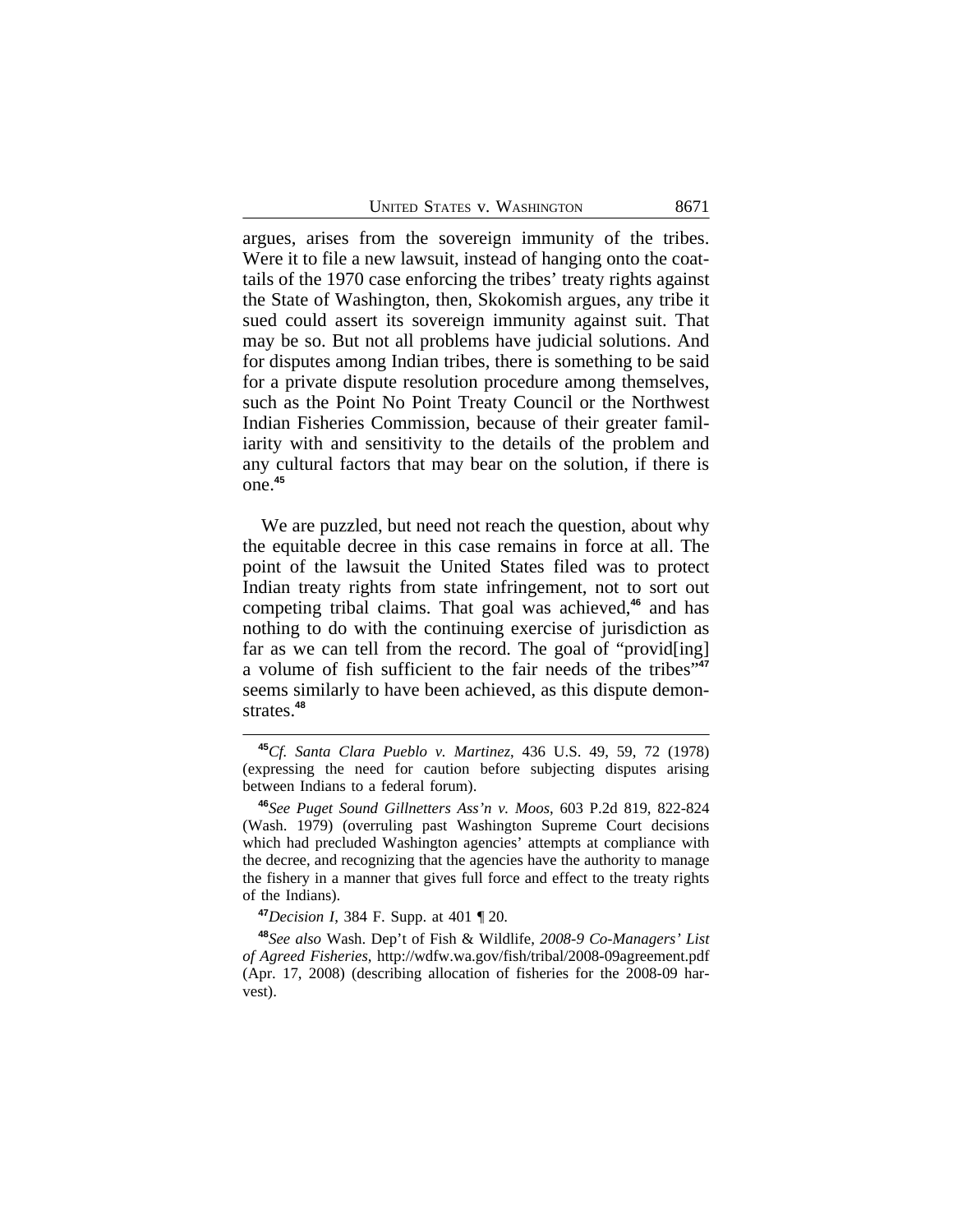argues, arises from the sovereign immunity of the tribes. Were it to file a new lawsuit, instead of hanging onto the coattails of the 1970 case enforcing the tribes' treaty rights against the State of Washington, then, Skokomish argues, any tribe it sued could assert its sovereign immunity against suit. That may be so. But not all problems have judicial solutions. And for disputes among Indian tribes, there is something to be said for a private dispute resolution procedure among themselves, such as the Point No Point Treaty Council or the Northwest Indian Fisheries Commission, because of their greater familiarity with and sensitivity to the details of the problem and any cultural factors that may bear on the solution, if there is one.[45]

We are puzzled, but need not reach the question, about why the equitable decree in this case remains in force at all. The point of the lawsuit the United States filed was to protect Indian treaty rights from state infringement, not to sort out competing tribal claims. That goal was achieved,[46] and has nothing to do with the continuing exercise of jurisdiction as far as we can tell from the record. The goal of "provid[ing] a volume of fish sufficient to the fair needs of the tribes"[47] seems similarly to have been achieved, as this dispute demonstrates.[48]

---

[45] *Cf. Santa Clara Pueblo v. Martinez*, 436 U.S. 49, 59, 72 (1978) (expressing the need for caution before subjecting disputes arising between Indians to a federal forum).

[46] *See Puget Sound Gillnetters Ass'n v. Moos*, 603 P.2d 819, 822-824 (Wash. 1979) (overruling past Washington Supreme Court decisions which had precluded Washington agencies' attempts at compliance with the decree, and recognizing that the agencies have the authority to manage the fishery in a manner that gives full force and effect to the treaty rights of the Indians).

[47] *Decision I*, 384 F. Supp. at 401 ¶ 20.

[48] *See also* Wash. Dep't of Fish & Wildlife, *2008-9 Co-Managers' List of Agreed Fisheries*, http://wdfw.wa.gov/fish/tribal/2008-09agreement.pdf (Apr. 17, 2008) (describing allocation of fisheries for the 2008-09 harvest).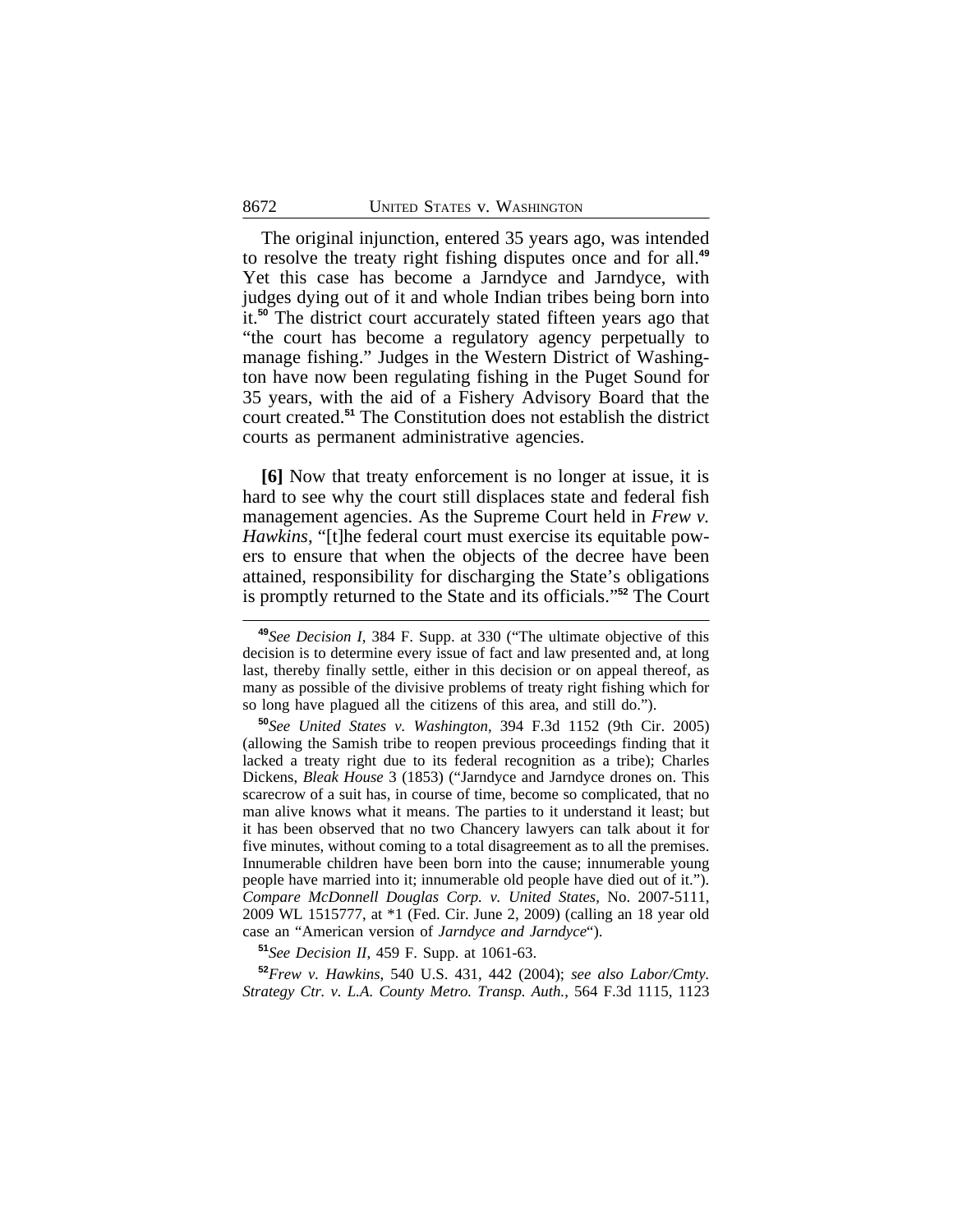The original injunction, entered 35 years ago, was intended to resolve the treaty right fishing disputes once and for all.[49] Yet this case has become a Jarndyce and Jarndyce, with judges dying out of it and whole Indian tribes being born into it.[50] The district court accurately stated fifteen years ago that "the court has become a regulatory agency perpetually to manage fishing." Judges in the Western District of Washington have now been regulating fishing in the Puget Sound for 35 years, with the aid of a Fishery Advisory Board that the court created.[51] The Constitution does not establish the district courts as permanent administrative agencies.

**[6]** Now that treaty enforcement is no longer at issue, it is hard to see why the court still displaces state and federal fish management agencies. As the Supreme Court held in *Frew v. Hawkins*, "[t]he federal court must exercise its equitable powers to ensure that when the objects of the decree have been attained, responsibility for discharging the State's obligations is promptly returned to the State and its officials."[52] The Court

---

[49]*See Decision I*, 384 F. Supp. at 330 ("The ultimate objective of this decision is to determine every issue of fact and law presented and, at long last, thereby finally settle, either in this decision or on appeal thereof, as many as possible of the divisive problems of treaty right fishing which for so long have plagued all the citizens of this area, and still do.").

[50]*See United States v. Washington*, 394 F.3d 1152 (9th Cir. 2005) (allowing the Samish tribe to reopen previous proceedings finding that it lacked a treaty right due to its federal recognition as a tribe); Charles Dickens, *Bleak House* 3 (1853) ("Jarndyce and Jarndyce drones on. This scarecrow of a suit has, in course of time, become so complicated, that no man alive knows what it means. The parties to it understand it least; but it has been observed that no two Chancery lawyers can talk about it for five minutes, without coming to a total disagreement as to all the premises. Innumerable children have been born into the cause; innumerable young people have married into it; innumerable old people have died out of it."). *Compare McDonnell Douglas Corp. v. United States*, No. 2007-5111, 2009 WL 1515777, at *1 (Fed. Cir. June 2, 2009) (calling an 18 year old case an "American version of *Jarndyce and Jarndyce*").

[51]*See Decision II*, 459 F. Supp. at 1061-63.

[52]*Frew v. Hawkins*, 540 U.S. 431, 442 (2004); *see also Labor/Cmty. Strategy Ctr. v. L.A. County Metro. Transp. Auth.*, 564 F.3d 1115, 1123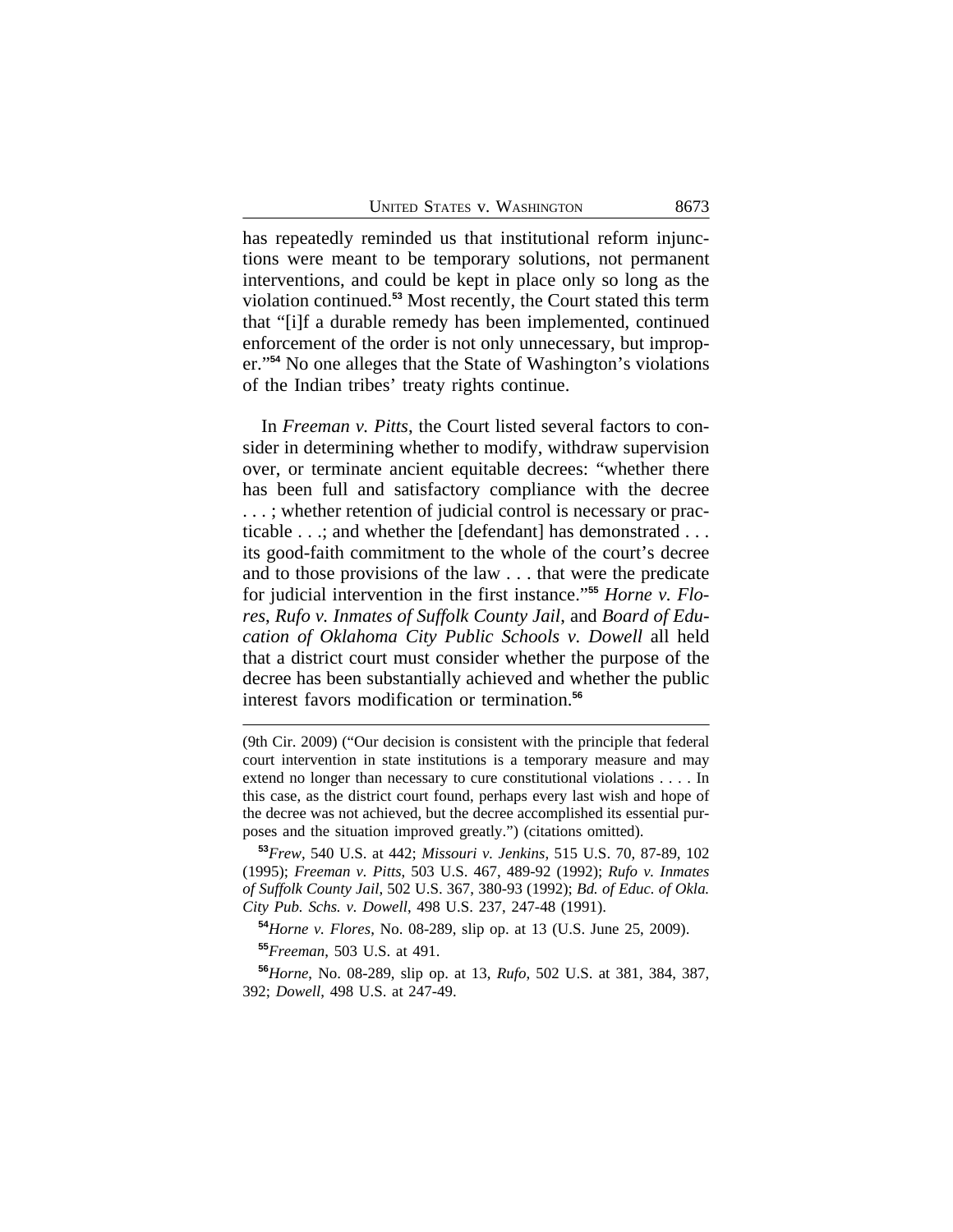has repeatedly reminded us that institutional reform injunctions were meant to be temporary solutions, not permanent interventions, and could be kept in place only so long as the violation continued.[53] Most recently, the Court stated this term that "[i]f a durable remedy has been implemented, continued enforcement of the order is not only unnecessary, but improper."[54] No one alleges that the State of Washington's violations of the Indian tribes' treaty rights continue.

In *Freeman v. Pitts*, the Court listed several factors to consider in determining whether to modify, withdraw supervision over, or terminate ancient equitable decrees: "whether there has been full and satisfactory compliance with the decree . . . ; whether retention of judicial control is necessary or practicable . . .; and whether the [defendant] has demonstrated . . . its good-faith commitment to the whole of the court's decree and to those provisions of the law . . . that were the predicate for judicial intervention in the first instance."[55] *Horne v. Flores*, *Rufo v. Inmates of Suffolk County Jail*, and *Board of Education of Oklahoma City Public Schools v. Dowell* all held that a district court must consider whether the purpose of the decree has been substantially achieved and whether the public interest favors modification or termination.[56]

---

(9th Cir. 2009) ("Our decision is consistent with the principle that federal court intervention in state institutions is a temporary measure and may extend no longer than necessary to cure constitutional violations . . . . In this case, as the district court found, perhaps every last wish and hope of the decree was not achieved, but the decree accomplished its essential purposes and the situation improved greatly.") (citations omitted).

[53] *Frew*, 540 U.S. at 442; *Missouri v. Jenkins*, 515 U.S. 70, 87-89, 102 (1995); *Freeman v. Pitts*, 503 U.S. 467, 489-92 (1992); *Rufo v. Inmates of Suffolk County Jail*, 502 U.S. 367, 380-93 (1992); *Bd. of Educ. of Okla. City Pub. Schs. v. Dowell*, 498 U.S. 237, 247-48 (1991).

[54] *Horne v. Flores*, No. 08-289, slip op. at 13 (U.S. June 25, 2009).

[55] *Freeman*, 503 U.S. at 491.

[56] *Horne*, No. 08-289, slip op. at 13, *Rufo*, 502 U.S. at 381, 384, 387, 392; *Dowell*, 498 U.S. at 247-49.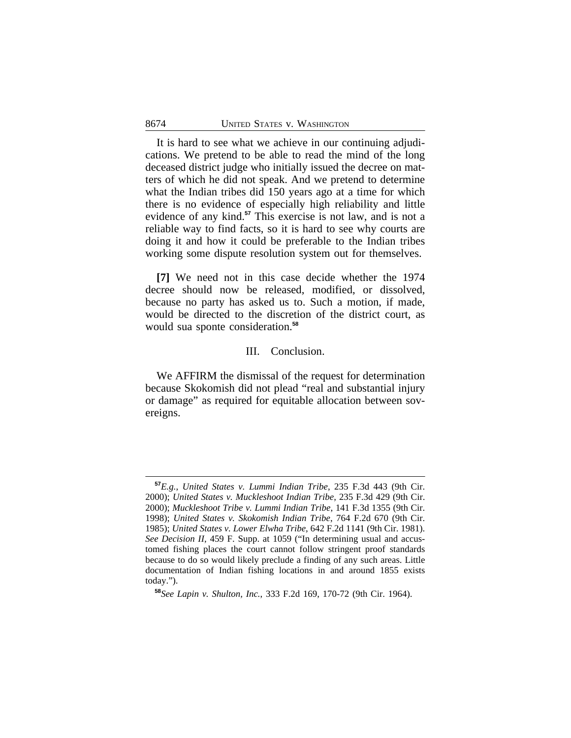It is hard to see what we achieve in our continuing adjudications. We pretend to be able to read the mind of the long deceased district judge who initially issued the decree on matters of which he did not speak. And we pretend to determine what the Indian tribes did 150 years ago at a time for which there is no evidence of especially high reliability and little evidence of any kind.[57] This exercise is not law, and is not a reliable way to find facts, so it is hard to see why courts are doing it and how it could be preferable to the Indian tribes working some dispute resolution system out for themselves.

**[7]** We need not in this case decide whether the 1974 decree should now be released, modified, or dissolved, because no party has asked us to. Such a motion, if made, would be directed to the discretion of the district court, as would sua sponte consideration.[58]

## III. Conclusion.

We AFFIRM the dismissal of the request for determination because Skokomish did not plead "real and substantial injury or damage" as required for equitable allocation between sovereigns.

---

[57] *E.g.*, *United States v. Lummi Indian Tribe*, 235 F.3d 443 (9th Cir. 2000); *United States v. Muckleshoot Indian Tribe*, 235 F.3d 429 (9th Cir. 2000); *Muckleshoot Tribe v. Lummi Indian Tribe*, 141 F.3d 1355 (9th Cir. 1998); *United States v. Skokomish Indian Tribe*, 764 F.2d 670 (9th Cir. 1985); *United States v. Lower Elwha Tribe*, 642 F.2d 1141 (9th Cir. 1981). *See Decision II*, 459 F. Supp. at 1059 ("In determining usual and accustomed fishing places the court cannot follow stringent proof standards because to do so would likely preclude a finding of any such areas. Little documentation of Indian fishing locations in and around 1855 exists today.").

[58] *See Lapin v. Shulton, Inc.*, 333 F.2d 169, 170-72 (9th Cir. 1964).